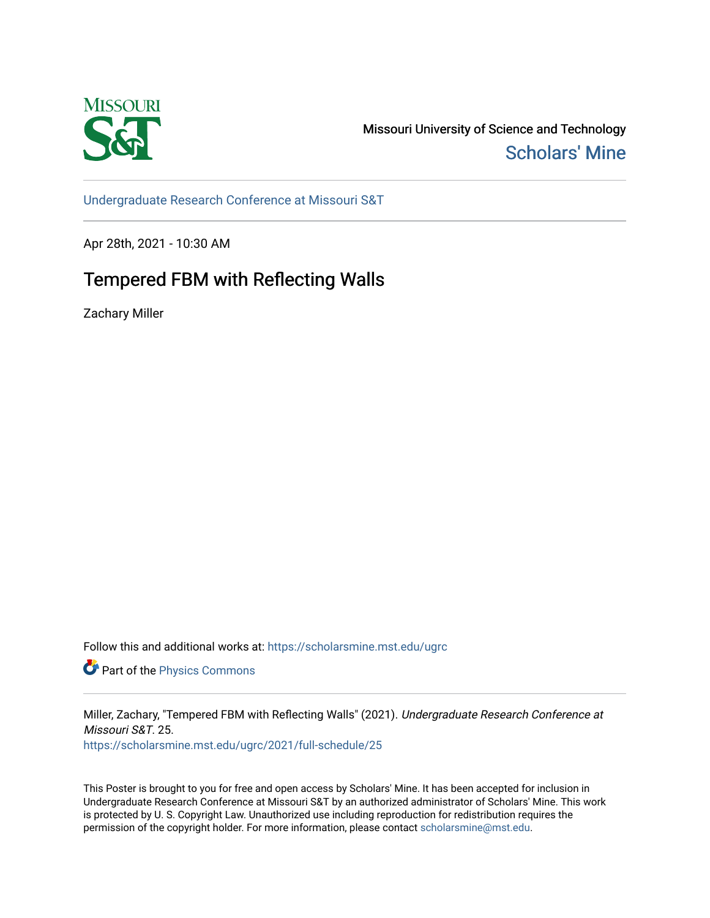Missouri University of Science and Technology
Scholars' Mine

Undergraduate Research Conference at Missouri S&T

Apr 28th, 2021 - 10:30 AM

# Tempered FBM with Reflecting Walls

Zachary Miller

Follow this and additional works at: https://scholarsmine.mst.edu/ugrc

Part of the Physics Commons

Miller, Zachary, "Tempered FBM with Reflecting Walls" (2021). *Undergraduate Research Conference at Missouri S&T*. 25.
https://scholarsmine.mst.edu/ugrc/2021/full-schedule/25

This Poster is brought to you for free and open access by Scholars' Mine. It has been accepted for inclusion in Undergraduate Research Conference at Missouri S&T by an authorized administrator of Scholars' Mine. This work is protected by U. S. Copyright Law. Unauthorized use including reproduction for redistribution requires the permission of the copyright holder. For more information, please contact scholarsmine@mst.edu.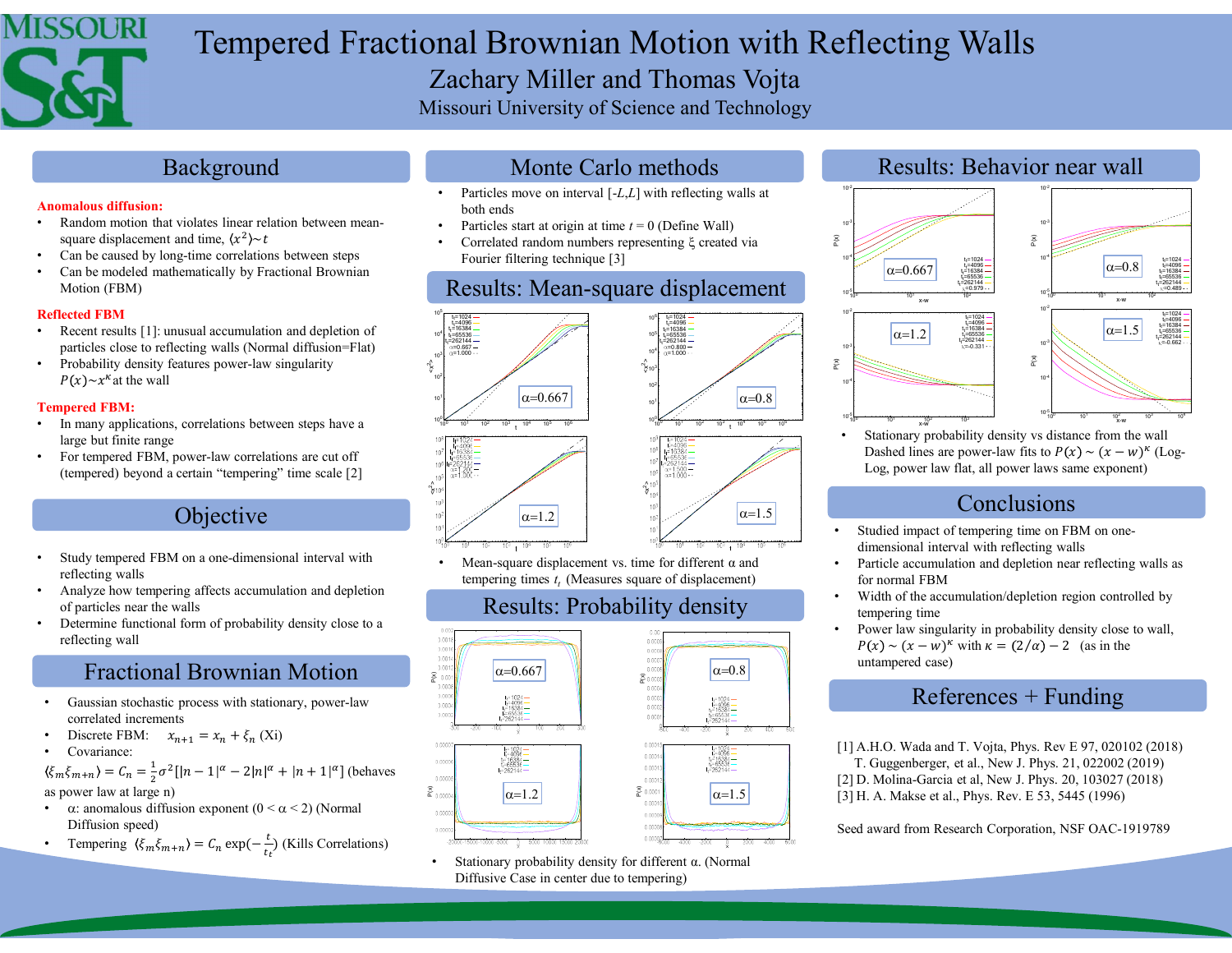# Tempered Fractional Brownian Motion with Reflecting Walls

Zachary Miller and Thomas Vojta

Missouri University of Science and Technology

## Background

**Anomalous diffusion:**

- Random motion that violates linear relation between mean-square displacement and time, $\langle x^2 \rangle \sim t$
- Can be caused by long-time correlations between steps
- Can be modeled mathematically by Fractional Brownian Motion (FBM)

**Reflected FBM**

- Recent results [1]: unusual accumulation and depletion of particles close to reflecting walls (Normal diffusion=Flat)
- Probability density features power-law singularity $P(x) \sim x^{\kappa}$ at the wall

**Tempered FBM:**

- In many applications, correlations between steps have a large but finite range
- For tempered FBM, power-law correlations are cut off (tempered) beyond a certain "tempering" time scale [2]

## Objective

- Study tempered FBM on a one-dimensional interval with reflecting walls
- Analyze how tempering affects accumulation and depletion of particles near the walls
- Determine functional form of probability density close to a reflecting wall

## Fractional Brownian Motion

- Gaussian stochastic process with stationary, power-law correlated increments
- Discrete FBM: $x_{n+1} = x_n + \xi_n$ (Xi)
- Covariance:

$\langle \xi_m \xi_{m+n} \rangle = C_n = \frac{1}{2}\sigma^2[|n-1|^{\alpha} - 2|n|^{\alpha} + |n+1|^{\alpha}]$ (behaves as power law at large n)

- $\alpha$: anomalous diffusion exponent ($0 < \alpha < 2$) (Normal Diffusion speed)
- Tempering $\langle \xi_m \xi_{m+n} \rangle = C_n \exp(-\frac{t}{t_t})$ (Kills Correlations)

## Monte Carlo methods

- Particles move on interval [-*L*,*L*] with reflecting walls at both ends
- Particles start at origin at time $t = 0$ (Define Wall)
- Correlated random numbers representing $\xi$ created via Fourier filtering technique [3]

## Results: Mean-square displacement

α=0.667

α=0.8

α=1.2

α=1.5

- Mean-square displacement vs. time for different α and tempering times $t_t$ (Measures square of displacement)

## Results: Probability density

α=0.667

α=0.8

α=1.2

α=1.5

- Stationary probability density for different α. (Normal Diffusive Case in center due to tempering)

## Results: Behavior near wall

α=0.667

α=0.8

α=1.2

α=1.5

- Stationary probability density vs distance from the wall Dashed lines are power-law fits to $P(x) \sim (x-w)^{\kappa}$ (Log-Log, power law flat, all power laws same exponent)

## Conclusions

- Studied impact of tempering time on FBM on one-dimensional interval with reflecting walls
- Particle accumulation and depletion near reflecting walls as for normal FBM
- Width of the accumulation/depletion region controlled by tempering time
- Power law singularity in probability density close to wall, $P(x) \sim (x-w)^{\kappa}$ with $\kappa = (2/\alpha) - 2$ (as in the untampered case)

## References + Funding

[1] A.H.O. Wada and T. Vojta, Phys. Rev E 97, 020102 (2018)
T. Guggenberger, et al., New J. Phys. 21, 022002 (2019)
[2] D. Molina-Garcia et al, New J. Phys. 20, 103027 (2018)
[3] H. A. Makse et al., Phys. Rev. E 53, 5445 (1996)

Seed award from Research Corporation, NSF OAC-1919789